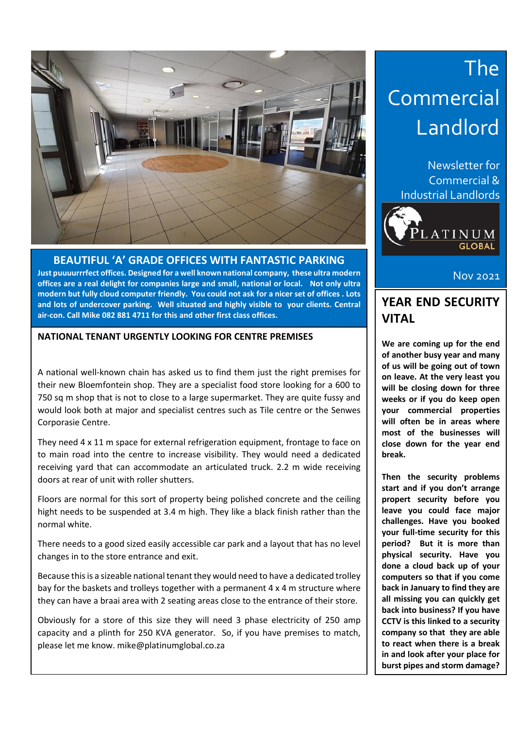# The Commercial Landlord

Newsletter for Commercial & Industrial Landlords

PLATINUM GLOBAL

Nov 2021

## BEAUTIFUL 'A' GRADE OFFICES WITH FANTASTIC PARKING

**Just puuuurrrfect offices. Designed for a well known national company, these ultra modern offices are a real delight for companies large and small, national or local. Not only ultra modern but fully cloud computer friendly. You could not ask for a nicer set of offices . Lots and lots of undercover parking. Well situated and highly visible to your clients. Central air-con. Call Mike 082 881 4711 for this and other first class offices.**

## NATIONAL TENANT URGENTLY LOOKING FOR CENTRE PREMISES

A national well-known chain has asked us to find them just the right premises for their new Bloemfontein shop. They are a specialist food store looking for a 600 to 750 sq m shop that is not to close to a large supermarket. They are quite fussy and would look both at major and specialist centres such as Tile centre or the Senwes Corporasie Centre.

They need 4 x 11 m space for external refrigeration equipment, frontage to face on to main road into the centre to increase visibility. They would need a dedicated receiving yard that can accommodate an articulated truck. 2.2 m wide receiving doors at rear of unit with roller shutters.

Floors are normal for this sort of property being polished concrete and the ceiling hight needs to be suspended at 3.4 m high. They like a black finish rather than the normal white.

There needs to a good sized easily accessible car park and a layout that has no level changes in to the store entrance and exit.

Because this is a sizeable national tenant they would need to have a dedicated trolley bay for the baskets and trolleys together with a permanent 4 x 4 m structure where they can have a braai area with 2 seating areas close to the entrance of their store.

Obviously for a store of this size they will need 3 phase electricity of 250 amp capacity and a plinth for 250 KVA generator. So, if you have premises to match, please let me know. mike@platinumglobal.co.za

## YEAR END SECURITY VITAL

**We are coming up for the end of another busy year and many of us will be going out of town on leave. At the very least you will be closing down for three weeks or if you do keep open your commercial properties will often be in areas where most of the businesses will close down for the year end break.**

**Then the security problems start and if you don't arrange propert security before you leave you could face major challenges. Have you booked your full-time security for this period? But it is more than physical security. Have you done a cloud back up of your computers so that if you come back in January to find they are all missing you can quickly get back into business? If you have CCTV is this linked to a security company so that they are able to react when there is a break in and look after your place for burst pipes and storm damage?**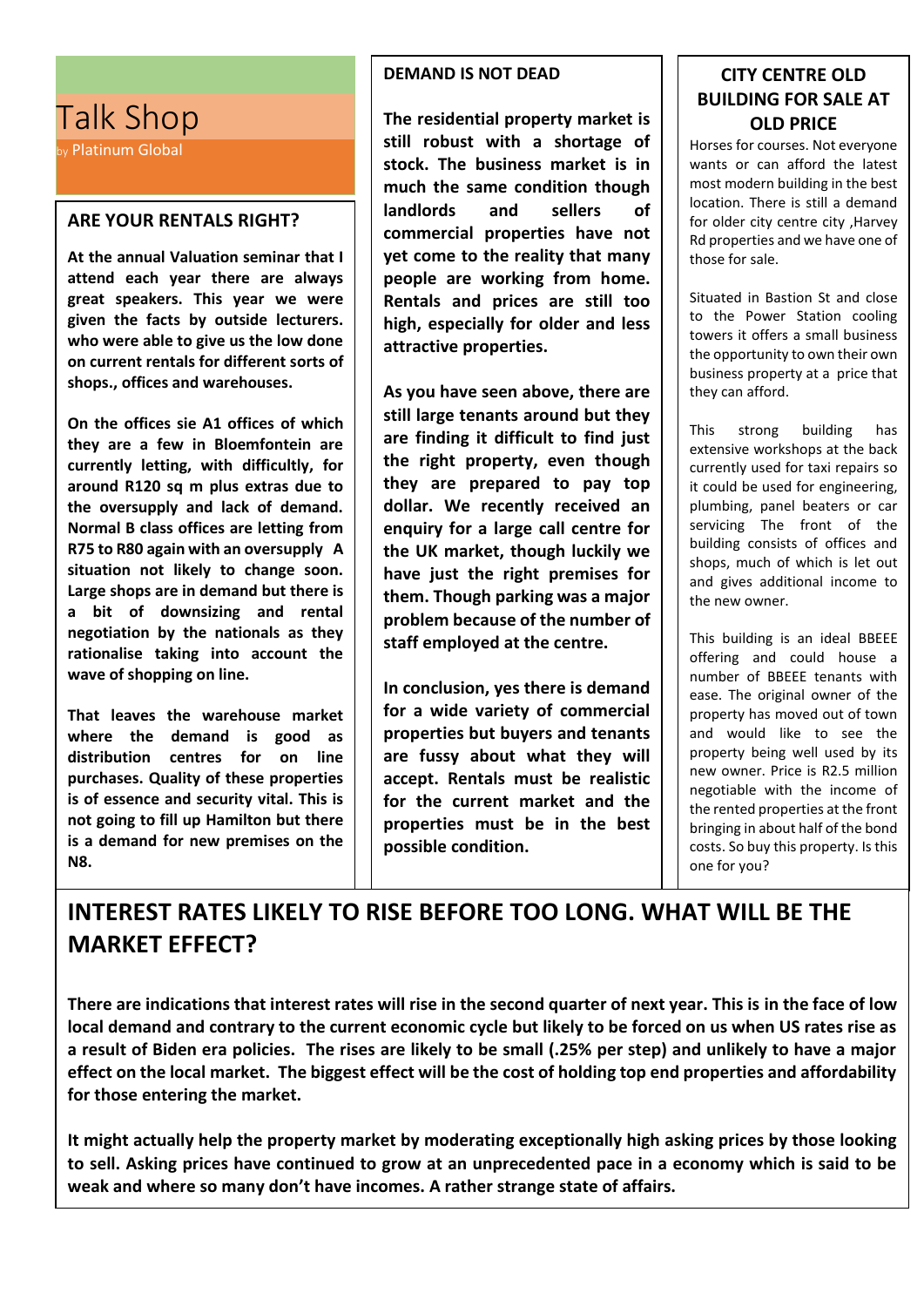# Talk Shop

by Platinum Global

## ARE YOUR RENTALS RIGHT?

**At the annual Valuation seminar that I attend each year there are always great speakers. This year we were given the facts by outside lecturers. who were able to give us the low done on current rentals for different sorts of shops., offices and warehouses.**

**On the offices sie A1 offices of which they are a few in Bloemfontein are currently letting, with difficultly, for around R120 sq m plus extras due to the oversupply and lack of demand. Normal B class offices are letting from R75 to R80 again with an oversupply A situation not likely to change soon. Large shops are in demand but there is a bit of downsizing and rental negotiation by the nationals as they rationalise taking into account the wave of shopping on line.**

**That leaves the warehouse market where the demand is good as distribution centres for on line purchases. Quality of these properties is of essence and security vital. This is not going to fill up Hamilton but there is a demand for new premises on the N8.**

## DEMAND IS NOT DEAD

**The residential property market is still robust with a shortage of stock. The business market is in much the same condition though landlords and sellers of commercial properties have not yet come to the reality that many people are working from home. Rentals and prices are still too high, especially for older and less attractive properties.**

**As you have seen above, there are still large tenants around but they are finding it difficult to find just the right property, even though they are prepared to pay top dollar. We recently received an enquiry for a large call centre for the UK market, though luckily we have just the right premises for them. Though parking was a major problem because of the number of staff employed at the centre.**

**In conclusion, yes there is demand for a wide variety of commercial properties but buyers and tenants are fussy about what they will accept. Rentals must be realistic for the current market and the properties must be in the best possible condition.**

## CITY CENTRE OLD BUILDING FOR SALE AT OLD PRICE

Horses for courses. Not everyone wants or can afford the latest most modern building in the best location. There is still a demand for older city centre city ,Harvey Rd properties and we have one of those for sale.

Situated in Bastion St and close to the Power Station cooling towers it offers a small business the opportunity to own their own business property at a price that they can afford.

This strong building has extensive workshops at the back currently used for taxi repairs so it could be used for engineering, plumbing, panel beaters or car servicing The front of the building consists of offices and shops, much of which is let out and gives additional income to the new owner.

This building is an ideal BBEEE offering and could house a number of BBEEE tenants with ease. The original owner of the property has moved out of town and would like to see the property being well used by its new owner. Price is R2.5 million negotiable with the income of the rented properties at the front bringing in about half of the bond costs. So buy this property. Is this one for you?

## INTEREST RATES LIKELY TO RISE BEFORE TOO LONG. WHAT WILL BE THE MARKET EFFECT?

**There are indications that interest rates will rise in the second quarter of next year. This is in the face of low local demand and contrary to the current economic cycle but likely to be forced on us when US rates rise as a result of Biden era policies. The rises are likely to be small (.25% per step) and unlikely to have a major effect on the local market. The biggest effect will be the cost of holding top end properties and affordability for those entering the market.**

**It might actually help the property market by moderating exceptionally high asking prices by those looking to sell. Asking prices have continued to grow at an unprecedented pace in a economy which is said to be weak and where so many don't have incomes. A rather strange state of affairs.**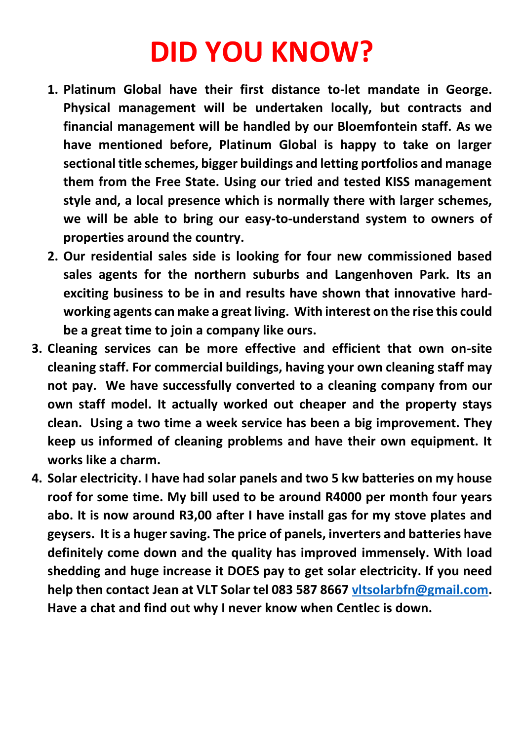# DID YOU KNOW?

1. **Platinum Global have their first distance to-let mandate in George. Physical management will be undertaken locally, but contracts and financial management will be handled by our Bloemfontein staff. As we have mentioned before, Platinum Global is happy to take on larger sectional title schemes, bigger buildings and letting portfolios and manage them from the Free State. Using our tried and tested KISS management style and, a local presence which is normally there with larger schemes, we will be able to bring our easy-to-understand system to owners of properties around the country.**
2. **Our residential sales side is looking for four new commissioned based sales agents for the northern suburbs and Langenhoven Park. Its an exciting business to be in and results have shown that innovative hard-working agents can make a great living. With interest on the rise this could be a great time to join a company like ours.**
3. **Cleaning services can be more effective and efficient that own on-site cleaning staff. For commercial buildings, having your own cleaning staff may not pay. We have successfully converted to a cleaning company from our own staff model. It actually worked out cheaper and the property stays clean. Using a two time a week service has been a big improvement. They keep us informed of cleaning problems and have their own equipment. It works like a charm.**
4. **Solar electricity. I have had solar panels and two 5 kw batteries on my house roof for some time. My bill used to be around R4000 per month four years abo. It is now around R3,00 after I have install gas for my stove plates and geysers. It is a huger saving. The price of panels, inverters and batteries have definitely come down and the quality has improved immensely. With load shedding and huge increase it DOES pay to get solar electricity. If you need help then contact Jean at VLT Solar tel 083 587 8667 vltsolarbfn@gmail.com. Have a chat and find out why I never know when Centlec is down.**